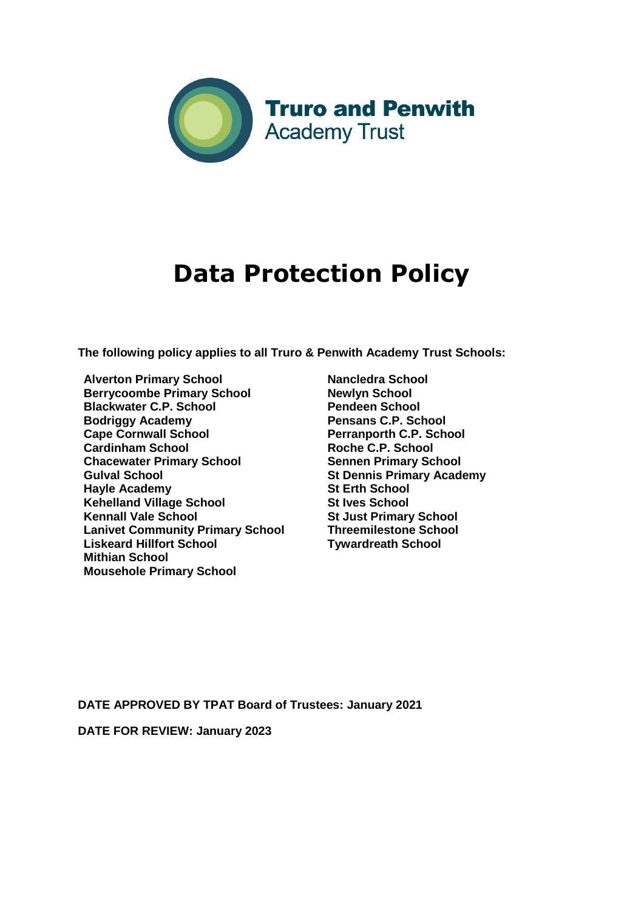**Truro and Penwith**
Academy Trust

# Data Protection Policy

**The following policy applies to all Truro & Penwith Academy Trust Schools:**

**Alverton Primary School**
**Berrycoombe Primary School**
**Blackwater C.P. School**
**Bodriggy Academy**
**Cape Cornwall School**
**Cardinham School**
**Chacewater Primary School**
**Gulval School**
**Hayle Academy**
**Kehelland Village School**
**Kennall Vale School**
**Lanivet Community Primary School**
**Liskeard Hillfort School**
**Mithian School**
**Mousehole Primary School**
**Nancledra School**
**Newlyn School**
**Pendeen School**
**Pensans C.P. School**
**Perranporth C.P. School**
**Roche C.P. School**
**Sennen Primary School**
**St Dennis Primary Academy**
**St Erth School**
**St Ives School**
**St Just Primary School**
**Threemilestone School**
**Tywardreath School**

**DATE APPROVED BY TPAT Board of Trustees: January 2021**

**DATE FOR REVIEW: January 2023**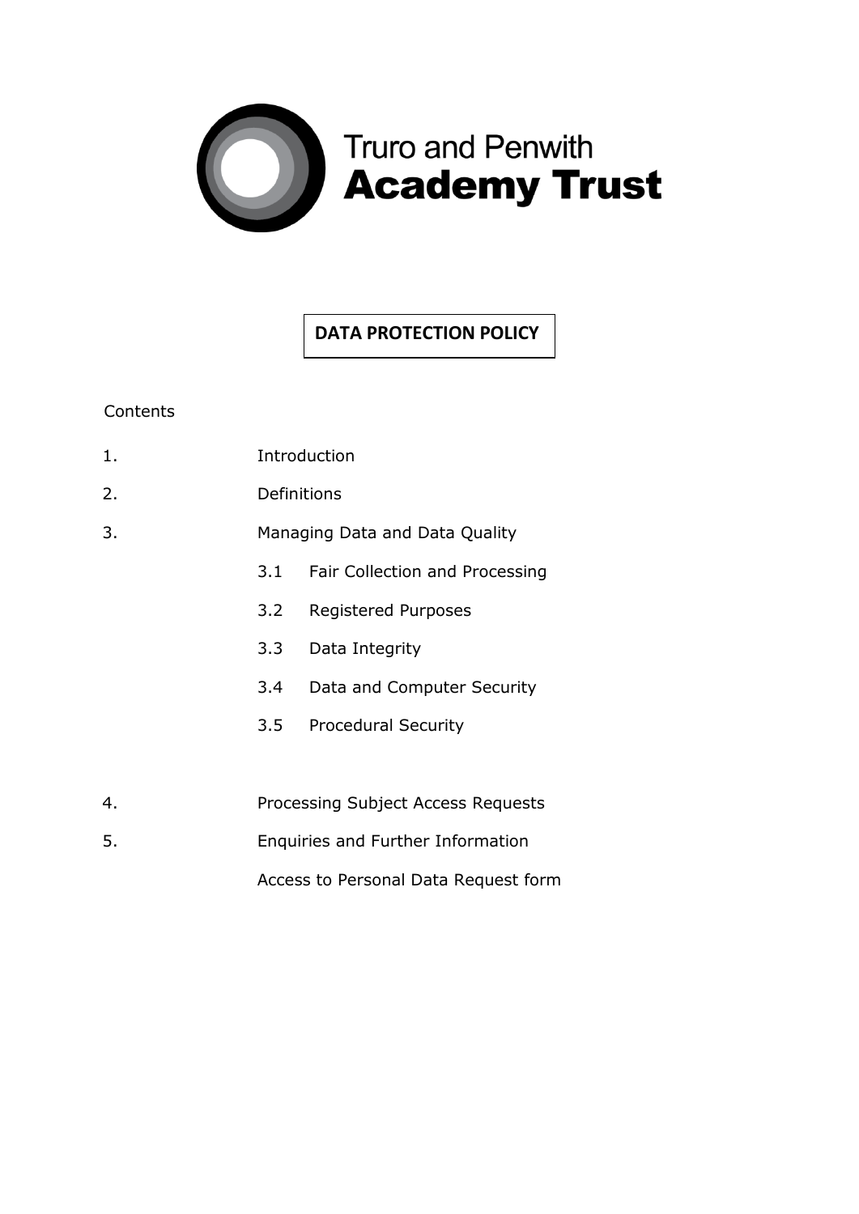Truro and Penwith
**Academy Trust**

# DATA PROTECTION POLICY

Contents

1. Introduction
2. Definitions
3. Managing Data and Data Quality
   - 3.1 Fair Collection and Processing
   - 3.2 Registered Purposes
   - 3.3 Data Integrity
   - 3.4 Data and Computer Security
   - 3.5 Procedural Security
4. Processing Subject Access Requests
5. Enquiries and Further Information

   Access to Personal Data Request form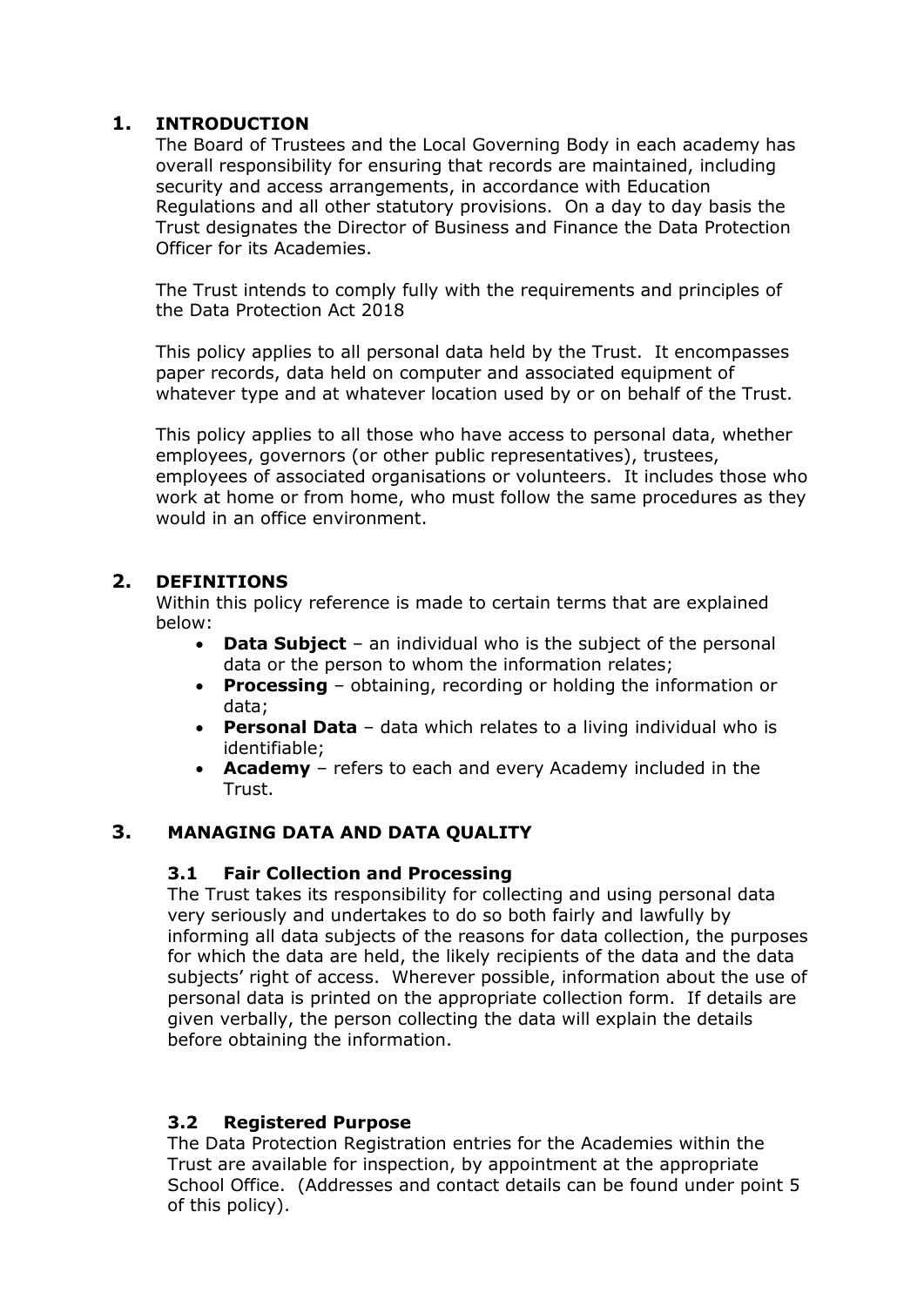## 1. INTRODUCTION

The Board of Trustees and the Local Governing Body in each academy has overall responsibility for ensuring that records are maintained, including security and access arrangements, in accordance with Education Regulations and all other statutory provisions. On a day to day basis the Trust designates the Director of Business and Finance the Data Protection Officer for its Academies.

The Trust intends to comply fully with the requirements and principles of the Data Protection Act 2018

This policy applies to all personal data held by the Trust. It encompasses paper records, data held on computer and associated equipment of whatever type and at whatever location used by or on behalf of the Trust.

This policy applies to all those who have access to personal data, whether employees, governors (or other public representatives), trustees, employees of associated organisations or volunteers. It includes those who work at home or from home, who must follow the same procedures as they would in an office environment.

## 2. DEFINITIONS

Within this policy reference is made to certain terms that are explained below:

- **Data Subject** – an individual who is the subject of the personal data or the person to whom the information relates;
- **Processing** – obtaining, recording or holding the information or data;
- **Personal Data** – data which relates to a living individual who is identifiable;
- **Academy** – refers to each and every Academy included in the Trust.

## 3. MANAGING DATA AND DATA QUALITY

### 3.1 Fair Collection and Processing

The Trust takes its responsibility for collecting and using personal data very seriously and undertakes to do so both fairly and lawfully by informing all data subjects of the reasons for data collection, the purposes for which the data are held, the likely recipients of the data and the data subjects' right of access. Wherever possible, information about the use of personal data is printed on the appropriate collection form. If details are given verbally, the person collecting the data will explain the details before obtaining the information.

### 3.2 Registered Purpose

The Data Protection Registration entries for the Academies within the Trust are available for inspection, by appointment at the appropriate School Office. (Addresses and contact details can be found under point 5 of this policy).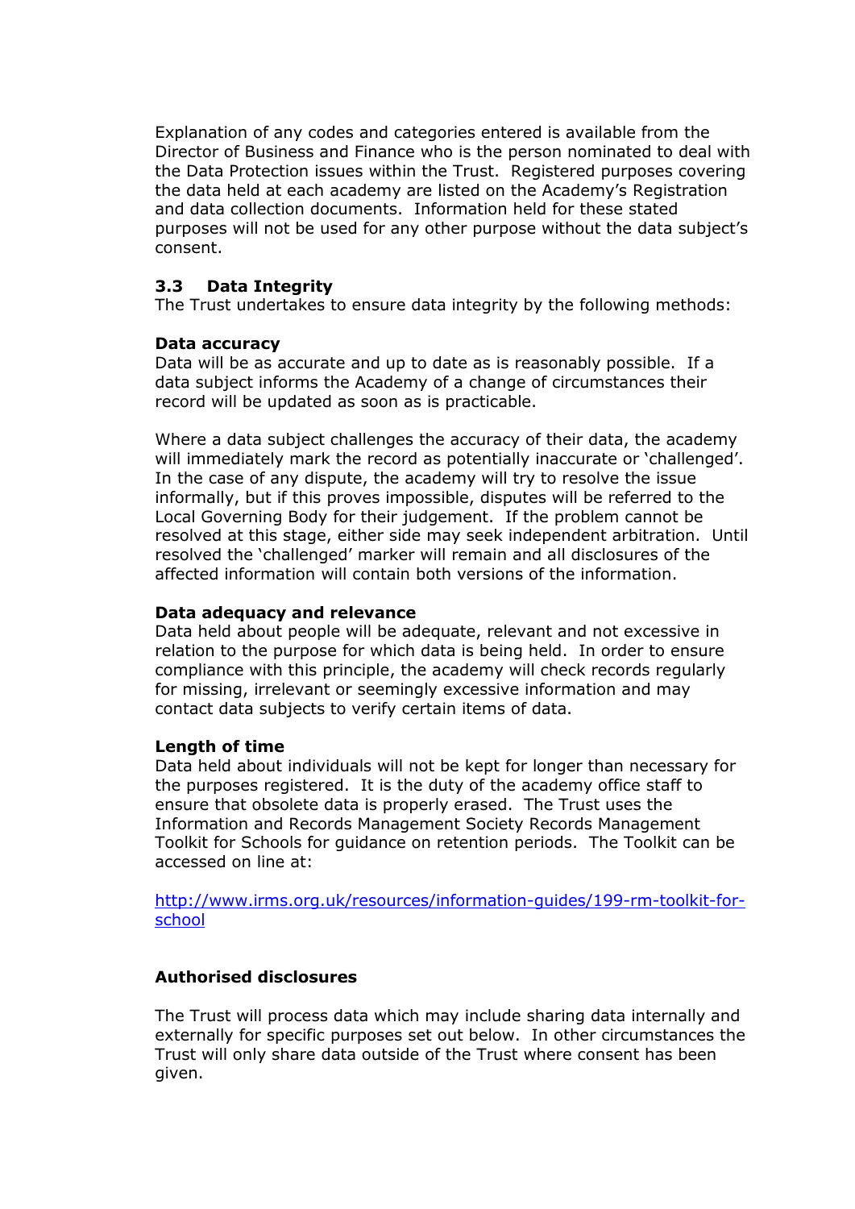Explanation of any codes and categories entered is available from the Director of Business and Finance who is the person nominated to deal with the Data Protection issues within the Trust. Registered purposes covering the data held at each academy are listed on the Academy's Registration and data collection documents. Information held for these stated purposes will not be used for any other purpose without the data subject's consent.

### 3.3 Data Integrity

The Trust undertakes to ensure data integrity by the following methods:

**Data accuracy**

Data will be as accurate and up to date as is reasonably possible. If a data subject informs the Academy of a change of circumstances their record will be updated as soon as is practicable.

Where a data subject challenges the accuracy of their data, the academy will immediately mark the record as potentially inaccurate or 'challenged'. In the case of any dispute, the academy will try to resolve the issue informally, but if this proves impossible, disputes will be referred to the Local Governing Body for their judgement. If the problem cannot be resolved at this stage, either side may seek independent arbitration. Until resolved the 'challenged' marker will remain and all disclosures of the affected information will contain both versions of the information.

**Data adequacy and relevance**

Data held about people will be adequate, relevant and not excessive in relation to the purpose for which data is being held. In order to ensure compliance with this principle, the academy will check records regularly for missing, irrelevant or seemingly excessive information and may contact data subjects to verify certain items of data.

**Length of time**

Data held about individuals will not be kept for longer than necessary for the purposes registered. It is the duty of the academy office staff to ensure that obsolete data is properly erased. The Trust uses the Information and Records Management Society Records Management Toolkit for Schools for guidance on retention periods. The Toolkit can be accessed on line at:

http://www.irms.org.uk/resources/information-guides/199-rm-toolkit-for-school

**Authorised disclosures**

The Trust will process data which may include sharing data internally and externally for specific purposes set out below. In other circumstances the Trust will only share data outside of the Trust where consent has been given.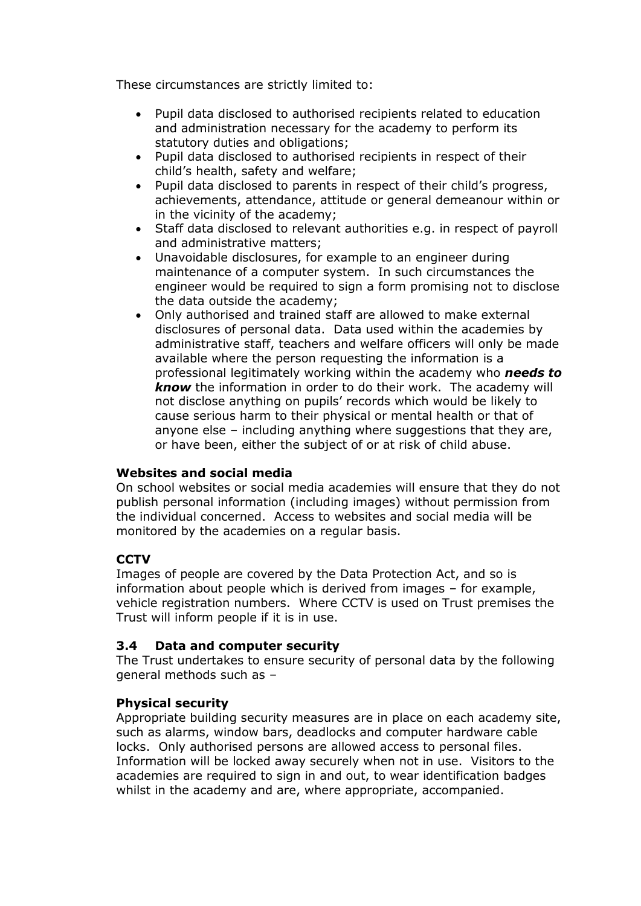These circumstances are strictly limited to:

- Pupil data disclosed to authorised recipients related to education and administration necessary for the academy to perform its statutory duties and obligations;
- Pupil data disclosed to authorised recipients in respect of their child's health, safety and welfare;
- Pupil data disclosed to parents in respect of their child's progress, achievements, attendance, attitude or general demeanour within or in the vicinity of the academy;
- Staff data disclosed to relevant authorities e.g. in respect of payroll and administrative matters;
- Unavoidable disclosures, for example to an engineer during maintenance of a computer system. In such circumstances the engineer would be required to sign a form promising not to disclose the data outside the academy;
- Only authorised and trained staff are allowed to make external disclosures of personal data. Data used within the academies by administrative staff, teachers and welfare officers will only be made available where the person requesting the information is a professional legitimately working within the academy who ***needs to know*** the information in order to do their work. The academy will not disclose anything on pupils' records which would be likely to cause serious harm to their physical or mental health or that of anyone else – including anything where suggestions that they are, or have been, either the subject of or at risk of child abuse.

**Websites and social media**

On school websites or social media academies will ensure that they do not publish personal information (including images) without permission from the individual concerned. Access to websites and social media will be monitored by the academies on a regular basis.

**CCTV**

Images of people are covered by the Data Protection Act, and so is information about people which is derived from images – for example, vehicle registration numbers. Where CCTV is used on Trust premises the Trust will inform people if it is in use.

### 3.4 Data and computer security

The Trust undertakes to ensure security of personal data by the following general methods such as –

**Physical security**

Appropriate building security measures are in place on each academy site, such as alarms, window bars, deadlocks and computer hardware cable locks. Only authorised persons are allowed access to personal files. Information will be locked away securely when not in use. Visitors to the academies are required to sign in and out, to wear identification badges whilst in the academy and are, where appropriate, accompanied.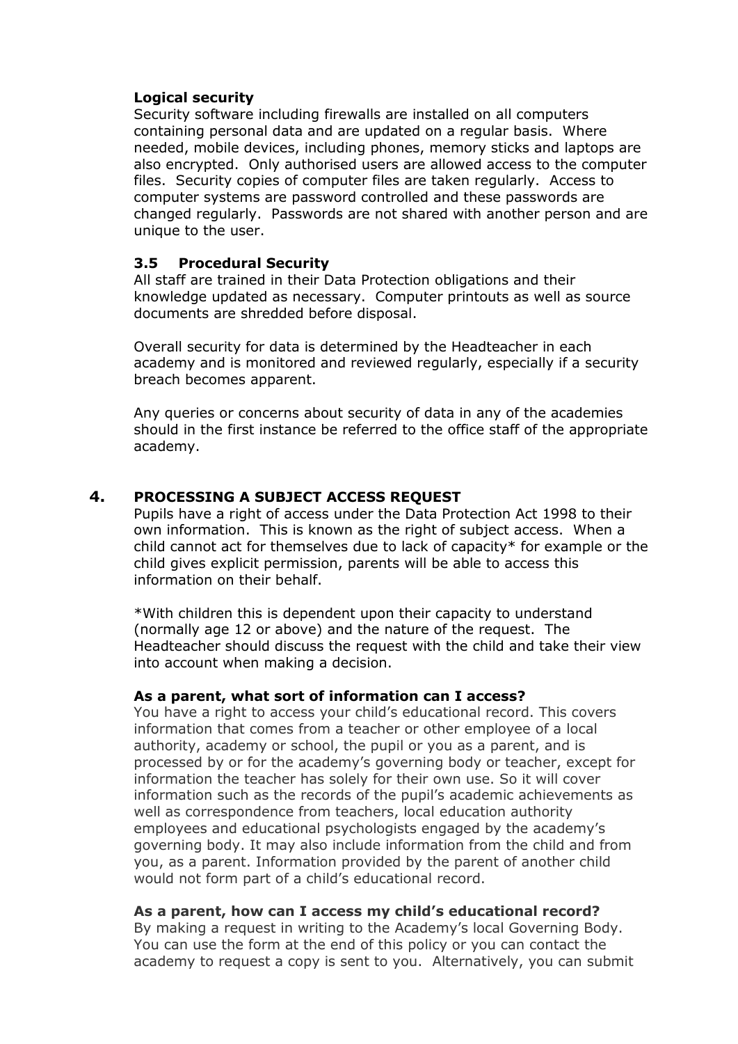**Logical security**
Security software including firewalls are installed on all computers containing personal data and are updated on a regular basis. Where needed, mobile devices, including phones, memory sticks and laptops are also encrypted. Only authorised users are allowed access to the computer files. Security copies of computer files are taken regularly. Access to computer systems are password controlled and these passwords are changed regularly. Passwords are not shared with another person and are unique to the user.

### 3.5 Procedural Security

All staff are trained in their Data Protection obligations and their knowledge updated as necessary. Computer printouts as well as source documents are shredded before disposal.

Overall security for data is determined by the Headteacher in each academy and is monitored and reviewed regularly, especially if a security breach becomes apparent.

Any queries or concerns about security of data in any of the academies should in the first instance be referred to the office staff of the appropriate academy.

## 4. PROCESSING A SUBJECT ACCESS REQUEST

Pupils have a right of access under the Data Protection Act 1998 to their own information. This is known as the right of subject access. When a child cannot act for themselves due to lack of capacity* for example or the child gives explicit permission, parents will be able to access this information on their behalf.

*With children this is dependent upon their capacity to understand (normally age 12 or above) and the nature of the request. The Headteacher should discuss the request with the child and take their view into account when making a decision.

**As a parent, what sort of information can I access?**
You have a right to access your child's educational record. This covers information that comes from a teacher or other employee of a local authority, academy or school, the pupil or you as a parent, and is processed by or for the academy's governing body or teacher, except for information the teacher has solely for their own use. So it will cover information such as the records of the pupil's academic achievements as well as correspondence from teachers, local education authority employees and educational psychologists engaged by the academy's governing body. It may also include information from the child and from you, as a parent. Information provided by the parent of another child would not form part of a child's educational record.

**As a parent, how can I access my child's educational record?**
By making a request in writing to the Academy's local Governing Body. You can use the form at the end of this policy or you can contact the academy to request a copy is sent to you. Alternatively, you can submit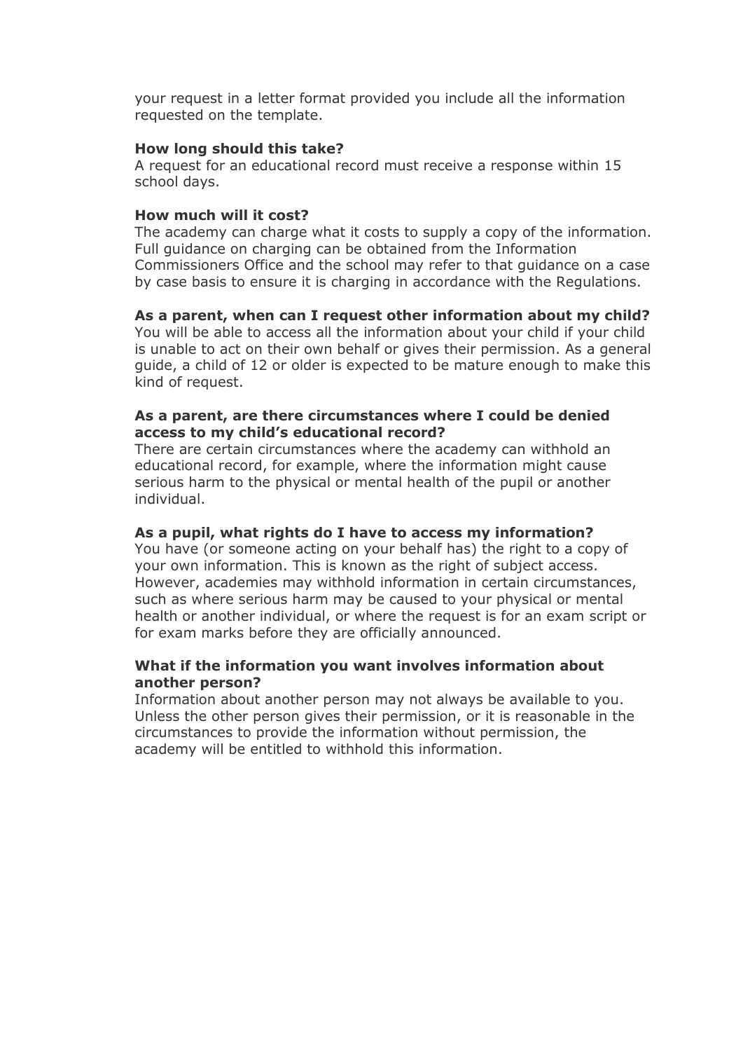your request in a letter format provided you include all the information requested on the template.

**How long should this take?**

A request for an educational record must receive a response within 15 school days.

**How much will it cost?**

The academy can charge what it costs to supply a copy of the information. Full guidance on charging can be obtained from the Information Commissioners Office and the school may refer to that guidance on a case by case basis to ensure it is charging in accordance with the Regulations.

**As a parent, when can I request other information about my child?**

You will be able to access all the information about your child if your child is unable to act on their own behalf or gives their permission. As a general guide, a child of 12 or older is expected to be mature enough to make this kind of request.

**As a parent, are there circumstances where I could be denied access to my child's educational record?**

There are certain circumstances where the academy can withhold an educational record, for example, where the information might cause serious harm to the physical or mental health of the pupil or another individual.

**As a pupil, what rights do I have to access my information?**

You have (or someone acting on your behalf has) the right to a copy of your own information. This is known as the right of subject access. However, academies may withhold information in certain circumstances, such as where serious harm may be caused to your physical or mental health or another individual, or where the request is for an exam script or for exam marks before they are officially announced.

**What if the information you want involves information about another person?**

Information about another person may not always be available to you. Unless the other person gives their permission, or it is reasonable in the circumstances to provide the information without permission, the academy will be entitled to withhold this information.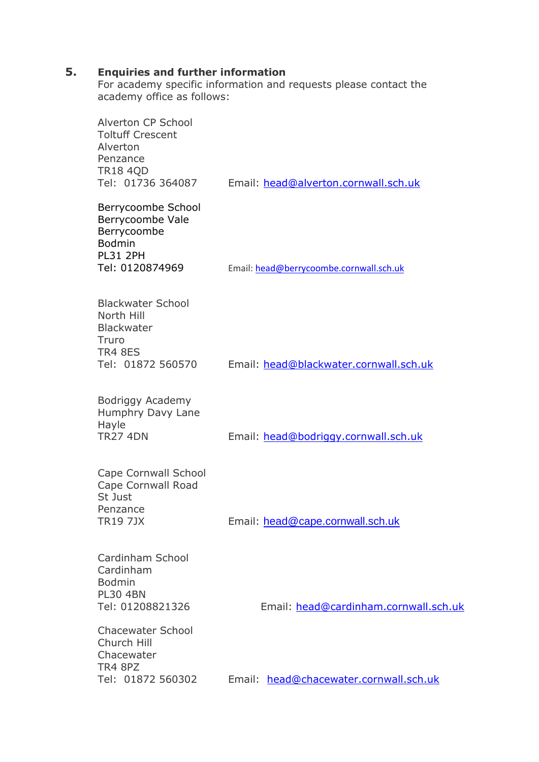## 5. Enquiries and further information

For academy specific information and requests please contact the academy office as follows:

Alverton CP School
Toltuff Crescent
Alverton
Penzance
TR18 4QD
Tel: 01736 364087 Email: head@alverton.cornwall.sch.uk

Berrycoombe School
Berrycoombe Vale
Berrycoombe
Bodmin
PL31 2PH
Tel: 0120874969 Email: head@berrycoombe.cornwall.sch.uk

Blackwater School
North Hill
Blackwater
Truro
TR4 8ES
Tel: 01872 560570 Email: head@blackwater.cornwall.sch.uk

Bodriggy Academy
Humphry Davy Lane
Hayle
TR27 4DN Email: head@bodriggy.cornwall.sch.uk

Cape Cornwall School
Cape Cornwall Road
St Just
Penzance
TR19 7JX Email: head@cape.cornwall.sch.uk

Cardinham School
Cardinham
Bodmin
PL30 4BN
Tel: 01208821326 Email: head@cardinham.cornwall.sch.uk

Chacewater School
Church Hill
Chacewater
TR4 8PZ
Tel: 01872 560302 Email: head@chacewater.cornwall.sch.uk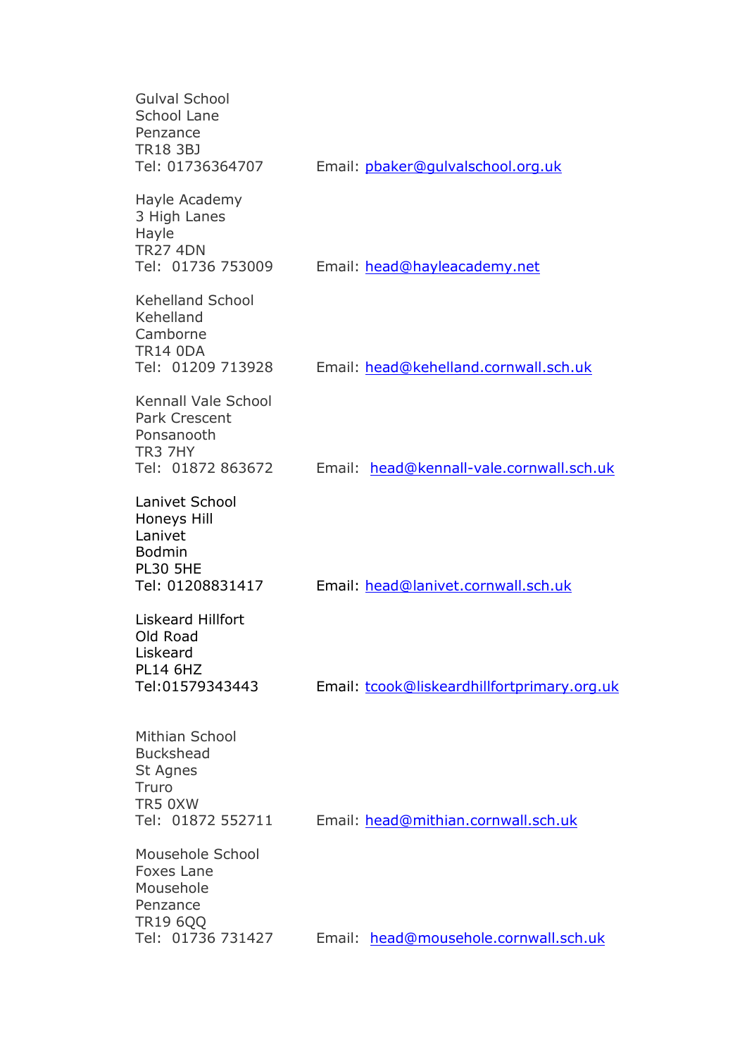Gulval School
School Lane
Penzance
TR18 3BJ
Tel: 01736364707 Email: pbaker@gulvalschool.org.uk

Hayle Academy
3 High Lanes
Hayle
TR27 4DN
Tel: 01736 753009 Email: head@hayleacademy.net

Kehelland School
Kehelland
Camborne
TR14 0DA
Tel: 01209 713928 Email: head@kehelland.cornwall.sch.uk

Kennall Vale School
Park Crescent
Ponsanooth
TR3 7HY
Tel: 01872 863672 Email: head@kennall-vale.cornwall.sch.uk

Lanivet School
Honeys Hill
Lanivet
Bodmin
PL30 5HE
Tel: 01208831417 Email: head@lanivet.cornwall.sch.uk

Liskeard Hillfort
Old Road
Liskeard
PL14 6HZ
Tel:01579343443 Email: tcook@liskeardhillfortprimary.org.uk

Mithian School
Buckshead
St Agnes
Truro
TR5 0XW
Tel: 01872 552711 Email: head@mithian.cornwall.sch.uk

Mousehole School
Foxes Lane
Mousehole
Penzance
TR19 6QQ
Tel: 01736 731427 Email: head@mousehole.cornwall.sch.uk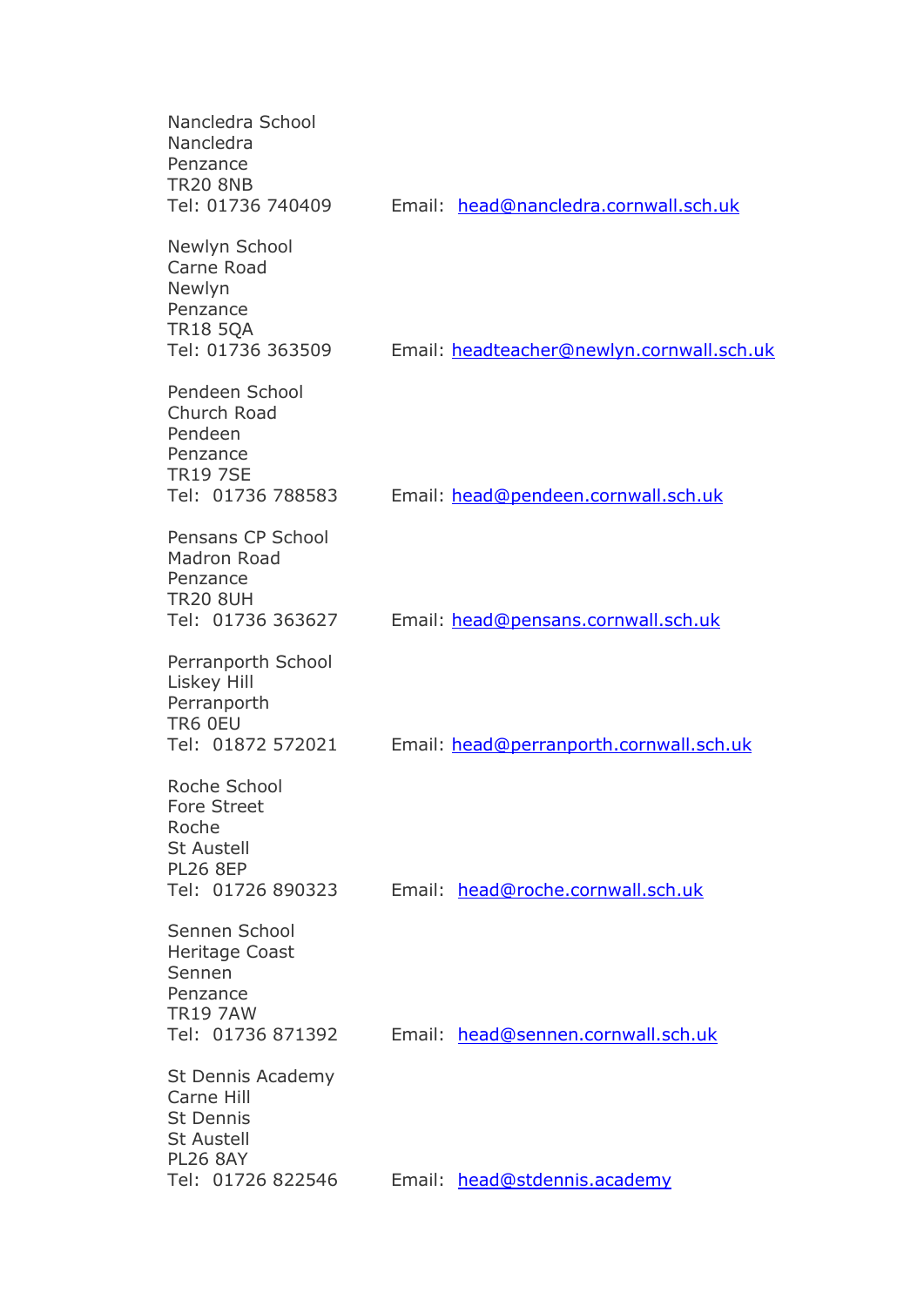Nancledra School
Nancledra
Penzance
TR20 8NB
Tel: 01736 740409 Email: head@nancledra.cornwall.sch.uk

Newlyn School
Carne Road
Newlyn
Penzance
TR18 5QA
Tel: 01736 363509 Email: headteacher@newlyn.cornwall.sch.uk

Pendeen School
Church Road
Pendeen
Penzance
TR19 7SE
Tel: 01736 788583 Email: head@pendeen.cornwall.sch.uk

Pensans CP School
Madron Road
Penzance
TR20 8UH
Tel: 01736 363627 Email: head@pensans.cornwall.sch.uk

Perranporth School
Liskey Hill
Perranporth
TR6 0EU
Tel: 01872 572021 Email: head@perranporth.cornwall.sch.uk

Roche School
Fore Street
Roche
St Austell
PL26 8EP
Tel: 01726 890323 Email: head@roche.cornwall.sch.uk

Sennen School
Heritage Coast
Sennen
Penzance
TR19 7AW
Tel: 01736 871392 Email: head@sennen.cornwall.sch.uk

St Dennis Academy
Carne Hill
St Dennis
St Austell
PL26 8AY
Tel: 01726 822546 Email: head@stdennis.academy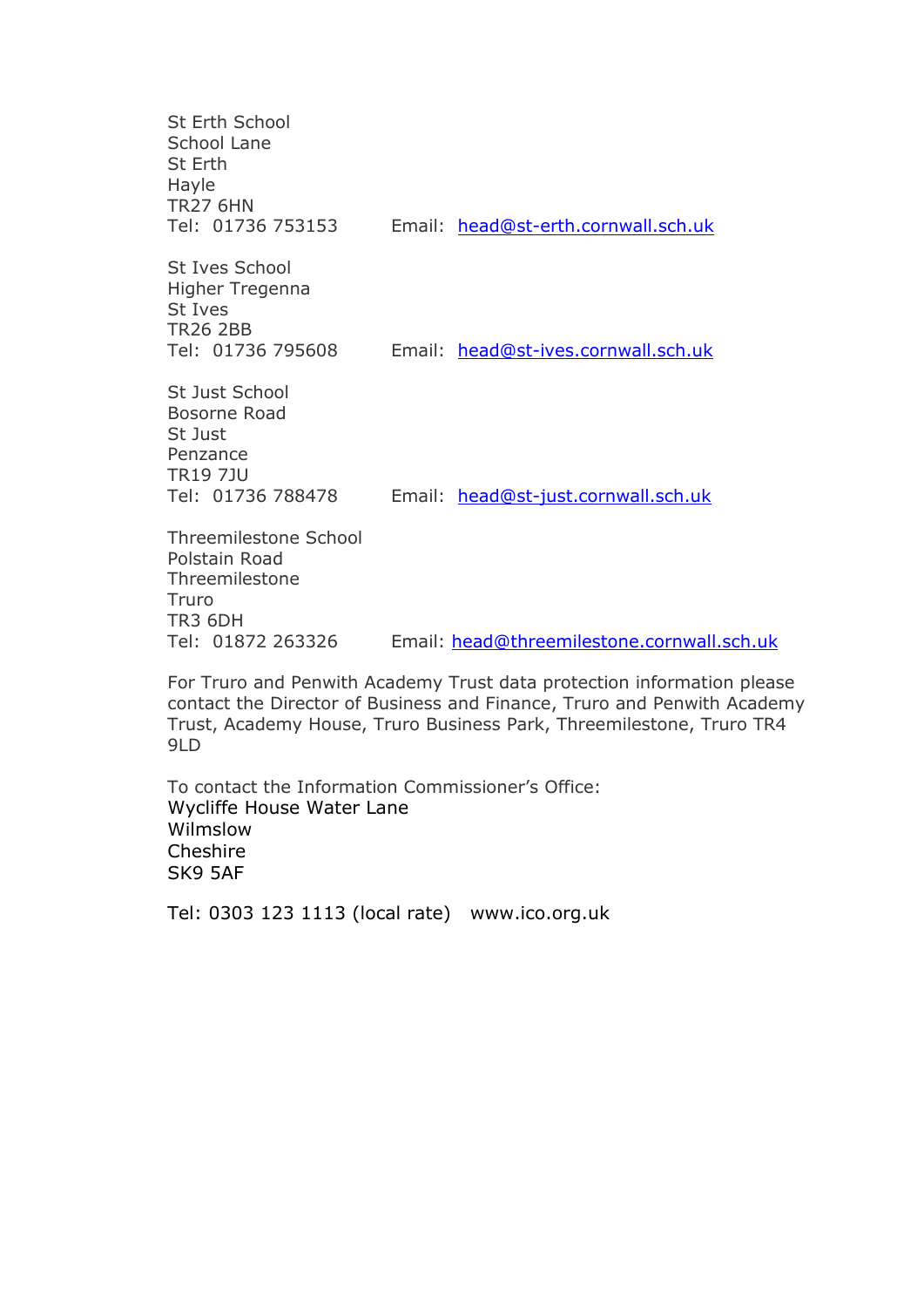St Erth School
School Lane
St Erth
Hayle
TR27 6HN
Tel: 01736 753153 Email: head@st-erth.cornwall.sch.uk

St Ives School
Higher Tregenna
St Ives
TR26 2BB
Tel: 01736 795608 Email: head@st-ives.cornwall.sch.uk

St Just School
Bosorne Road
St Just
Penzance
TR19 7JU
Tel: 01736 788478 Email: head@st-just.cornwall.sch.uk

Threemilestone School
Polstain Road
Threemilestone
Truro
TR3 6DH
Tel: 01872 263326 Email: head@threemilestone.cornwall.sch.uk

For Truro and Penwith Academy Trust data protection information please contact the Director of Business and Finance, Truro and Penwith Academy Trust, Academy House, Truro Business Park, Threemilestone, Truro TR4 9LD

To contact the Information Commissioner's Office:
Wycliffe House Water Lane
Wilmslow
Cheshire
SK9 5AF

Tel: 0303 123 1113 (local rate) www.ico.org.uk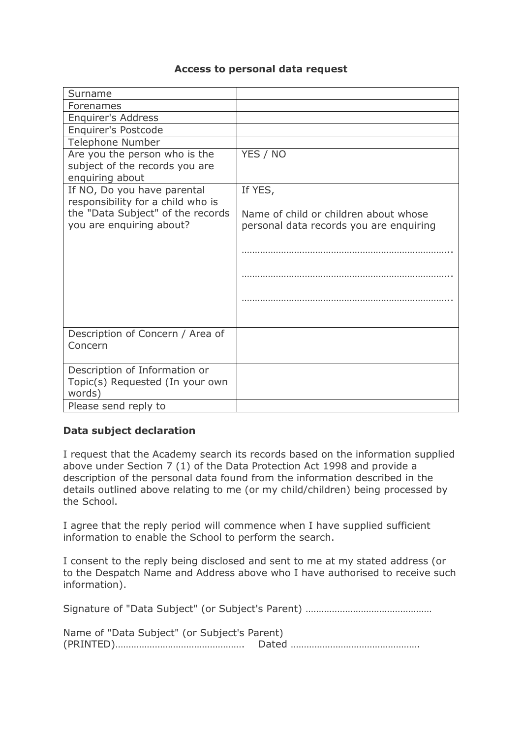## Access to personal data request

| | |
|---|---|
| Surname | |
| Forenames | |
| Enquirer's Address | |
| Enquirer's Postcode | |
| Telephone Number | |
| Are you the person who is the subject of the records you are enquiring about | YES / NO |
| If NO, Do you have parental responsibility for a child who is the "Data Subject" of the records you are enquiring about? | If YES,<br><br>Name of child or children about whose personal data records you are enquiring<br><br>……………………………………………………………………..<br><br>……………………………………………………………………..<br><br>…………………………………………………………………….. |
| Description of Concern / Area of Concern | |
| Description of Information or Topic(s) Requested (In your own words) | |
| Please send reply to | |

**Data subject declaration**

I request that the Academy search its records based on the information supplied above under Section 7 (1) of the Data Protection Act 1998 and provide a description of the personal data found from the information described in the details outlined above relating to me (or my child/children) being processed by the School.

I agree that the reply period will commence when I have supplied sufficient information to enable the School to perform the search.

I consent to the reply being disclosed and sent to me at my stated address (or to the Despatch Name and Address above who I have authorised to receive such information).

Signature of "Data Subject" (or Subject's Parent) …………………………………………

Name of "Data Subject" (or Subject's Parent) (PRINTED)…………………………………………. Dated ………………………………………….